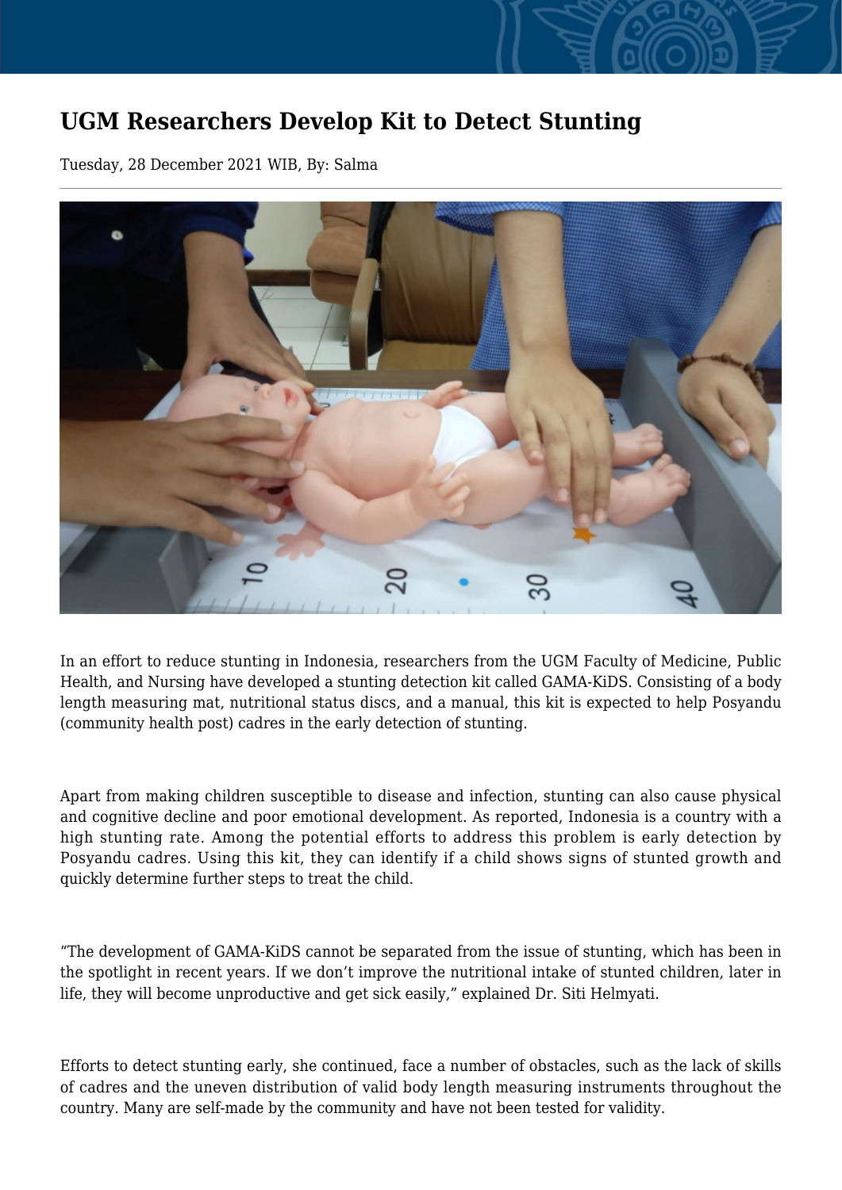# UGM Researchers Develop Kit to Detect Stunting

Tuesday, 28 December 2021 WIB, By: Salma

In an effort to reduce stunting in Indonesia, researchers from the UGM Faculty of Medicine, Public Health, and Nursing have developed a stunting detection kit called GAMA-KiDS. Consisting of a body length measuring mat, nutritional status discs, and a manual, this kit is expected to help Posyandu (community health post) cadres in the early detection of stunting.

Apart from making children susceptible to disease and infection, stunting can also cause physical and cognitive decline and poor emotional development. As reported, Indonesia is a country with a high stunting rate. Among the potential efforts to address this problem is early detection by Posyandu cadres. Using this kit, they can identify if a child shows signs of stunted growth and quickly determine further steps to treat the child.

"The development of GAMA-KiDS cannot be separated from the issue of stunting, which has been in the spotlight in recent years. If we don't improve the nutritional intake of stunted children, later in life, they will become unproductive and get sick easily," explained Dr. Siti Helmyati.

Efforts to detect stunting early, she continued, face a number of obstacles, such as the lack of skills of cadres and the uneven distribution of valid body length measuring instruments throughout the country. Many are self-made by the community and have not been tested for validity.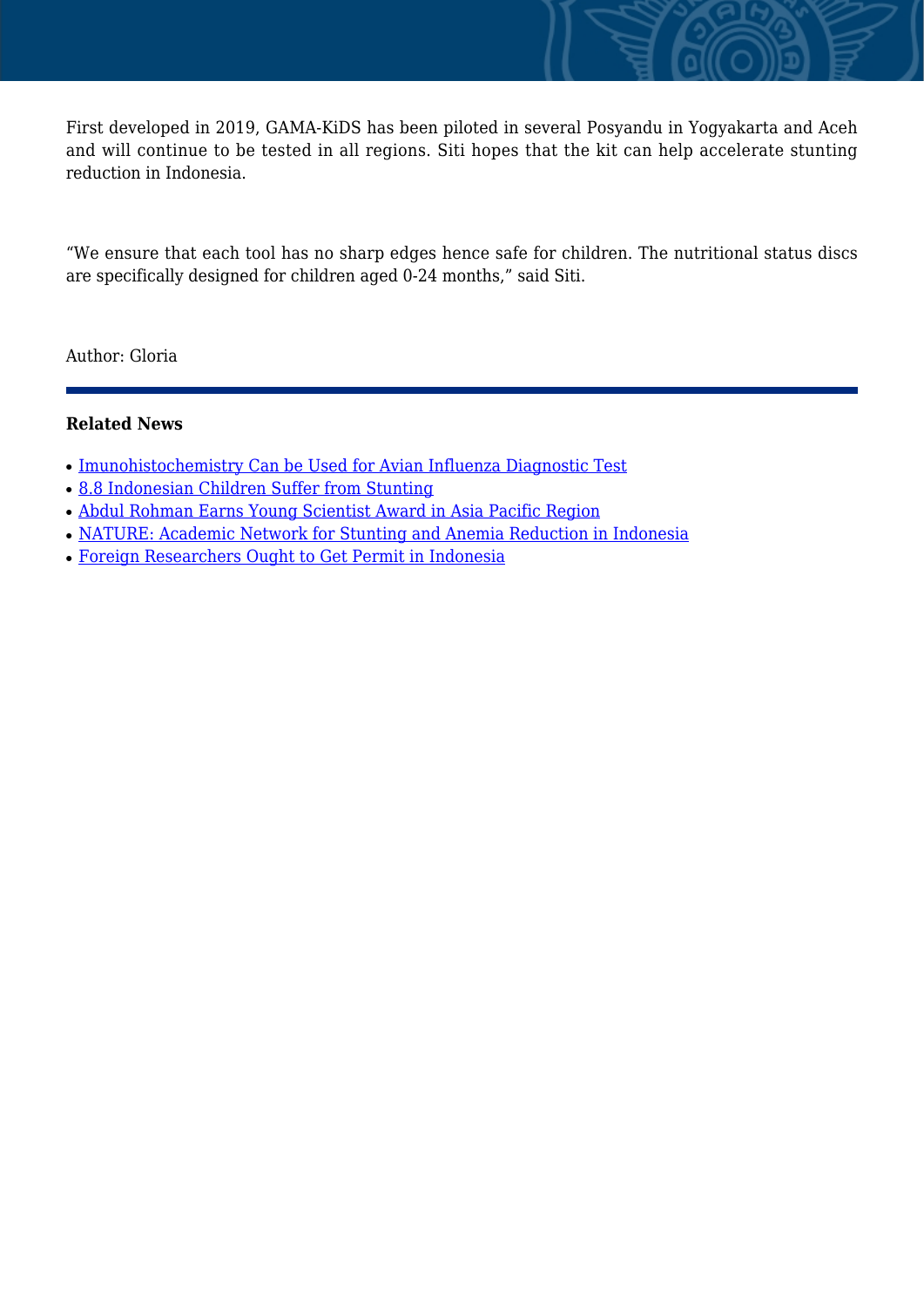First developed in 2019, GAMA-KiDS has been piloted in several Posyandu in Yogyakarta and Aceh and will continue to be tested in all regions. Siti hopes that the kit can help accelerate stunting reduction in Indonesia.

"We ensure that each tool has no sharp edges hence safe for children. The nutritional status discs are specifically designed for children aged 0-24 months," said Siti.

Author: Gloria

---

**Related News**

- Imunohistochemistry Can be Used for Avian Influenza Diagnostic Test
- 8.8 Indonesian Children Suffer from Stunting
- Abdul Rohman Earns Young Scientist Award in Asia Pacific Region
- NATURE: Academic Network for Stunting and Anemia Reduction in Indonesia
- Foreign Researchers Ought to Get Permit in Indonesia